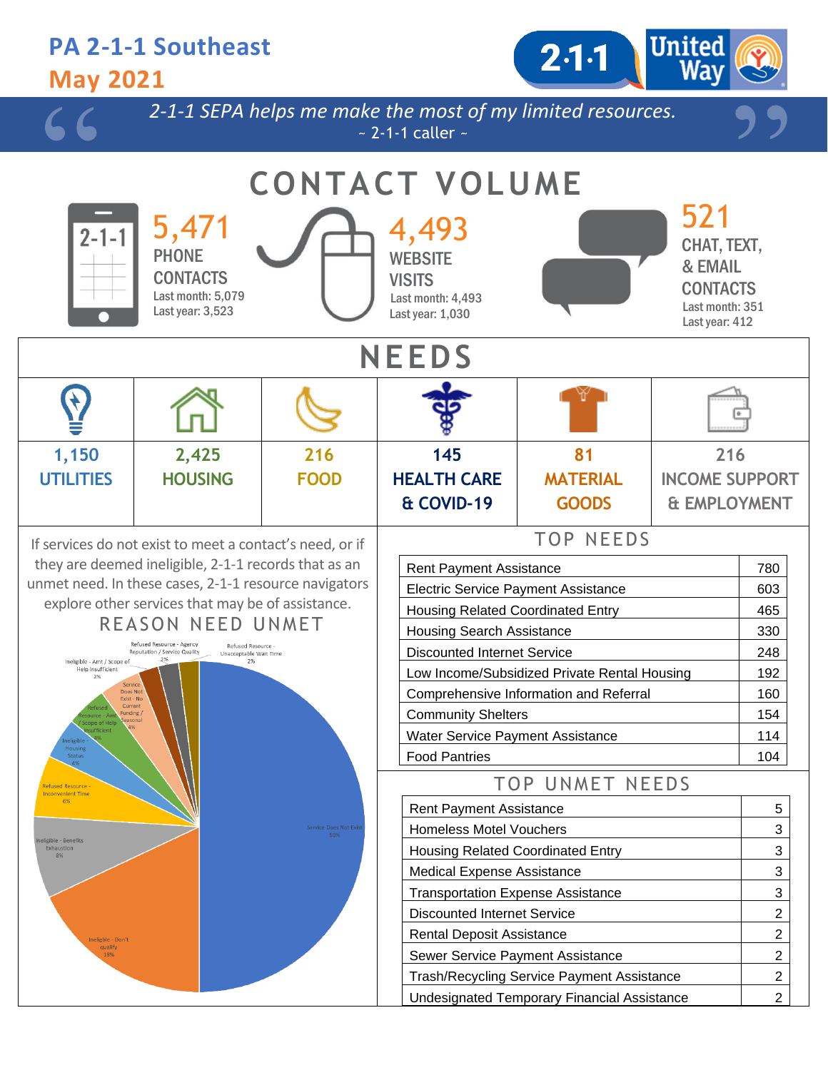# PA 2-1-1 Southeast

## May 2021

*2-1-1 SEPA helps me make the most of my limited resources.*
~ 2-1-1 caller ~

## CONTACT VOLUME

**5,471**
PHONE CONTACTS
Last month: 5,079
Last year: 3,523

**4,493**
WEBSITE VISITS
Last month: 4,493
Last year: 1,030

**521**
CHAT, TEXT, & EMAIL CONTACTS
Last month: 351
Last year: 412

## NEEDS

| 1,150 UTILITIES | 2,425 HOUSING | 216 FOOD | 145 HEALTH CARE & COVID-19 | 81 MATERIAL GOODS | 216 INCOME SUPPORT & EMPLOYMENT |
|---|---|---|---|---|---|

If services do not exist to meet a contact's need, or if they are deemed ineligible, 2-1-1 records that as an unmet need. In these cases, 2-1-1 resource navigators explore other services that may be of assistance.

### REASON NEED UNMET

- Service Does Not Exist 50%
- Ineligible - Don't qualify 18%
- Ineligible - Benefits Exhaustion 8%
- Refused Resource - Inconvenient Time 6%
- Ineligible - Housing Status 4%
- Refused Resource - Amt / Scope of Help Insufficient 4%
- Service Does Not Exist - No Current Funding / Seasonal 4%
- Ineligible - Amt / Scope of Help Insufficient 2%
- Refused Resource - Agency Reputation / Service Quality 2%
- Refused Resource - Unacceptable Wait Time 2%

### TOP NEEDS

| Need | Count |
|---|---|
| Rent Payment Assistance | 780 |
| Electric Service Payment Assistance | 603 |
| Housing Related Coordinated Entry | 465 |
| Housing Search Assistance | 330 |
| Discounted Internet Service | 248 |
| Low Income/Subsidized Private Rental Housing | 192 |
| Comprehensive Information and Referral | 160 |
| Community Shelters | 154 |
| Water Service Payment Assistance | 114 |
| Food Pantries | 104 |

### TOP UNMET NEEDS

| Need | Count |
|---|---|
| Rent Payment Assistance | 5 |
| Homeless Motel Vouchers | 3 |
| Housing Related Coordinated Entry | 3 |
| Medical Expense Assistance | 3 |
| Transportation Expense Assistance | 3 |
| Discounted Internet Service | 2 |
| Rental Deposit Assistance | 2 |
| Sewer Service Payment Assistance | 2 |
| Trash/Recycling Service Payment Assistance | 2 |
| Undesignated Temporary Financial Assistance | 2 |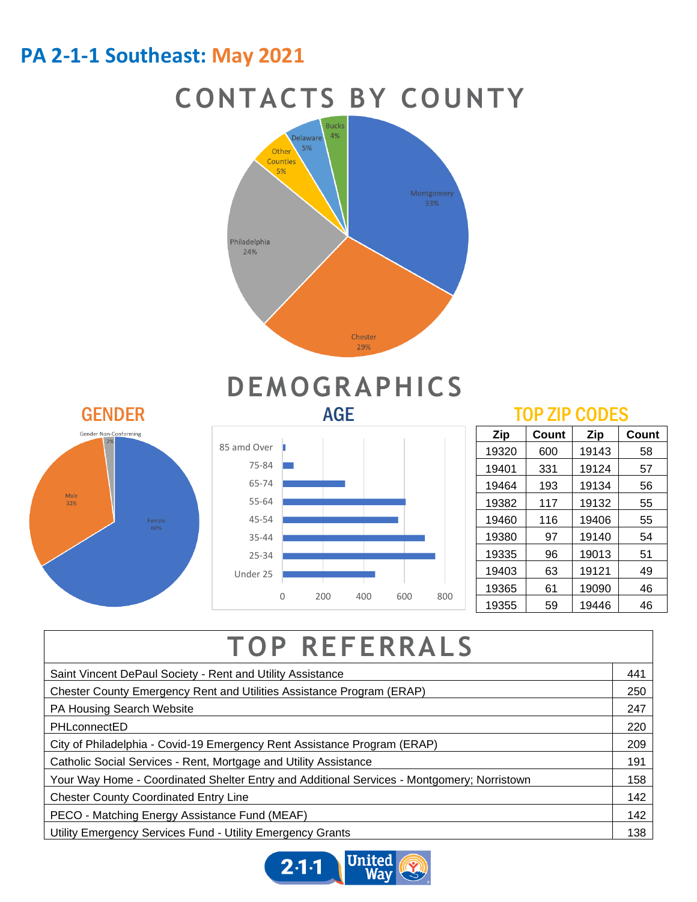# PA 2-1-1 Southeast: May 2021

## CONTACTS BY COUNTY

- Montgomery 33%
- Chester 29%
- Philadelphia 24%
- Other Counties 5%
- Delaware 5%
- Bucks 4%

## DEMOGRAPHICS

### GENDER

- Female 66%
- Male 32%
- Gender Non-Conforming 2%

### AGE

- 85 amd Over
- 75-84
- 65-74
- 55-64
- 45-54
- 35-44
- 25-34
- Under 25

### TOP ZIP CODES

| Zip | Count | Zip | Count |
|---|---|---|---|
| 19320 | 600 | 19143 | 58 |
| 19401 | 331 | 19124 | 57 |
| 19464 | 193 | 19134 | 56 |
| 19382 | 117 | 19132 | 55 |
| 19460 | 116 | 19406 | 55 |
| 19380 | 97 | 19140 | 54 |
| 19335 | 96 | 19013 | 51 |
| 19403 | 63 | 19121 | 49 |
| 19365 | 61 | 19090 | 46 |
| 19355 | 59 | 19446 | 46 |

## TOP REFERRALS

| Referral | Count |
|---|---|
| Saint Vincent DePaul Society - Rent and Utility Assistance | 441 |
| Chester County Emergency Rent and Utilities Assistance Program (ERAP) | 250 |
| PA Housing Search Website | 247 |
| PHLconnectED | 220 |
| City of Philadelphia - Covid-19 Emergency Rent Assistance Program (ERAP) | 209 |
| Catholic Social Services - Rent, Mortgage and Utility Assistance | 191 |
| Your Way Home - Coordinated Shelter Entry and Additional Services - Montgomery; Norristown | 158 |
| Chester County Coordinated Entry Line | 142 |
| PECO - Matching Energy Assistance Fund (MEAF) | 142 |
| Utility Emergency Services Fund - Utility Emergency Grants | 138 |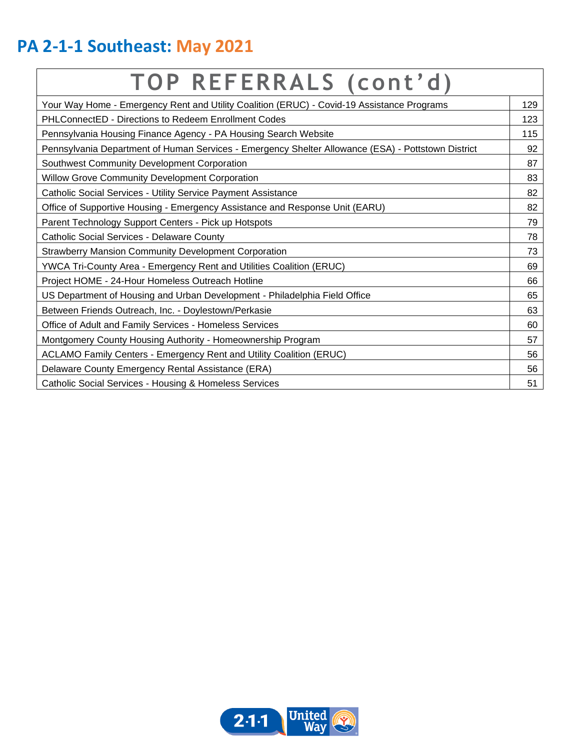# PA 2-1-1 Southeast: May 2021

## TOP REFERRALS (cont'd)

| | |
|---|---|
| Your Way Home - Emergency Rent and Utility Coalition (ERUC) - Covid-19 Assistance Programs | 129 |
| PHLConnectED - Directions to Redeem Enrollment Codes | 123 |
| Pennsylvania Housing Finance Agency - PA Housing Search Website | 115 |
| Pennsylvania Department of Human Services - Emergency Shelter Allowance (ESA) - Pottstown District | 92 |
| Southwest Community Development Corporation | 87 |
| Willow Grove Community Development Corporation | 83 |
| Catholic Social Services - Utility Service Payment Assistance | 82 |
| Office of Supportive Housing - Emergency Assistance and Response Unit (EARU) | 82 |
| Parent Technology Support Centers - Pick up Hotspots | 79 |
| Catholic Social Services - Delaware County | 78 |
| Strawberry Mansion Community Development Corporation | 73 |
| YWCA Tri-County Area - Emergency Rent and Utilities Coalition (ERUC) | 69 |
| Project HOME - 24-Hour Homeless Outreach Hotline | 66 |
| US Department of Housing and Urban Development - Philadelphia Field Office | 65 |
| Between Friends Outreach, Inc. - Doylestown/Perkasie | 63 |
| Office of Adult and Family Services - Homeless Services | 60 |
| Montgomery County Housing Authority - Homeownership Program | 57 |
| ACLAMO Family Centers - Emergency Rent and Utility Coalition (ERUC) | 56 |
| Delaware County Emergency Rental Assistance (ERA) | 56 |
| Catholic Social Services - Housing & Homeless Services | 51 |

2·1·1 United Way